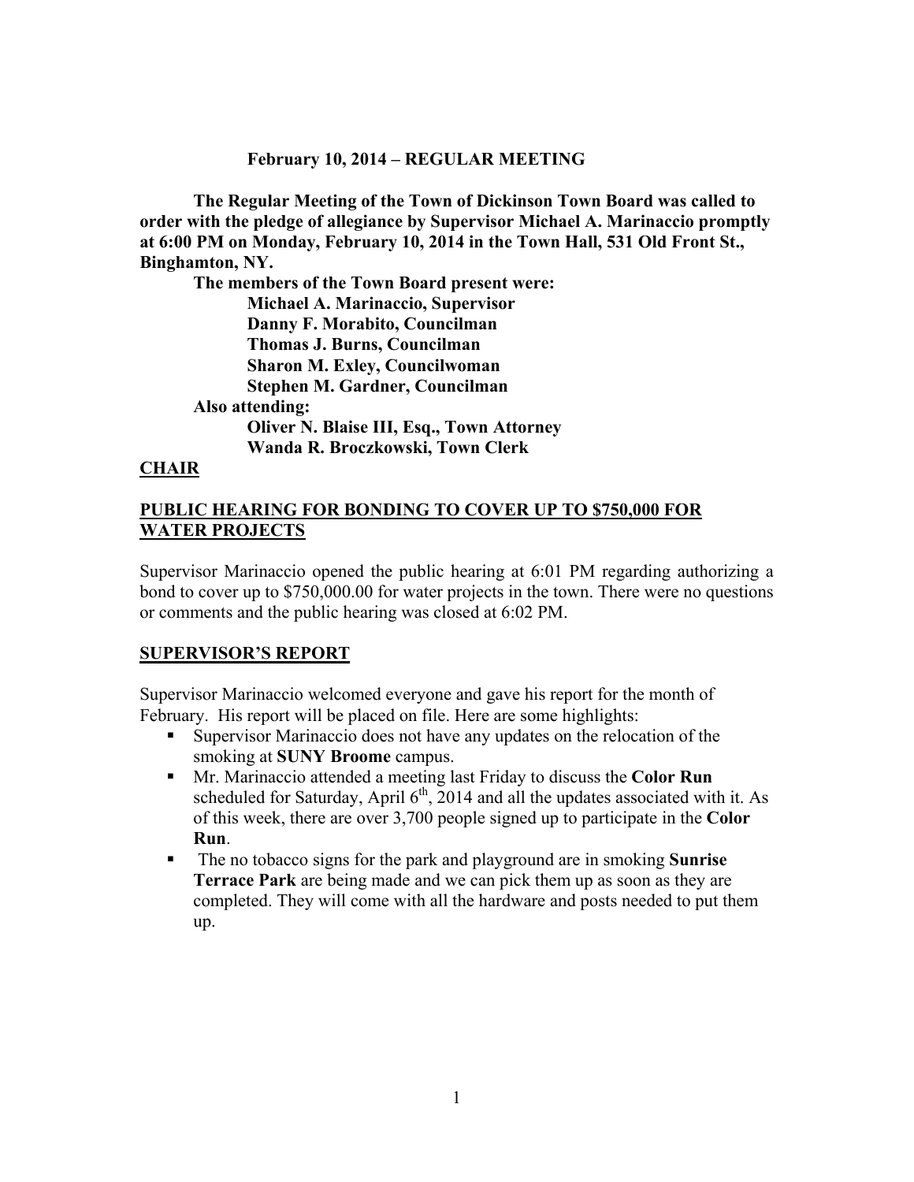**February 10, 2014 – REGULAR MEETING**

**The Regular Meeting of the Town of Dickinson Town Board was called to order with the pledge of allegiance by Supervisor Michael A. Marinaccio promptly at 6:00 PM on Monday, February 10, 2014 in the Town Hall, 531 Old Front St., Binghamton, NY.**

**The members of the Town Board present were:**

**Michael A. Marinaccio, Supervisor**
**Danny F. Morabito, Councilman**
**Thomas J. Burns, Councilman**
**Sharon M. Exley, Councilwoman**
**Stephen M. Gardner, Councilman**

**Also attending:**

**Oliver N. Blaise III, Esq., Town Attorney**
**Wanda R. Broczkowski, Town Clerk**

## CHAIR

## PUBLIC HEARING FOR BONDING TO COVER UP TO $750,000 FOR WATER PROJECTS

Supervisor Marinaccio opened the public hearing at 6:01 PM regarding authorizing a bond to cover up to $750,000.00 for water projects in the town. There were no questions or comments and the public hearing was closed at 6:02 PM.

## SUPERVISOR'S REPORT

Supervisor Marinaccio welcomed everyone and gave his report for the month of February. His report will be placed on file. Here are some highlights:

- Supervisor Marinaccio does not have any updates on the relocation of the smoking at **SUNY Broome** campus.
- Mr. Marinaccio attended a meeting last Friday to discuss the **Color Run** scheduled for Saturday, April 6th, 2014 and all the updates associated with it. As of this week, there are over 3,700 people signed up to participate in the **Color Run**.
- The no tobacco signs for the park and playground are in smoking **Sunrise Terrace Park** are being made and we can pick them up as soon as they are completed. They will come with all the hardware and posts needed to put them up.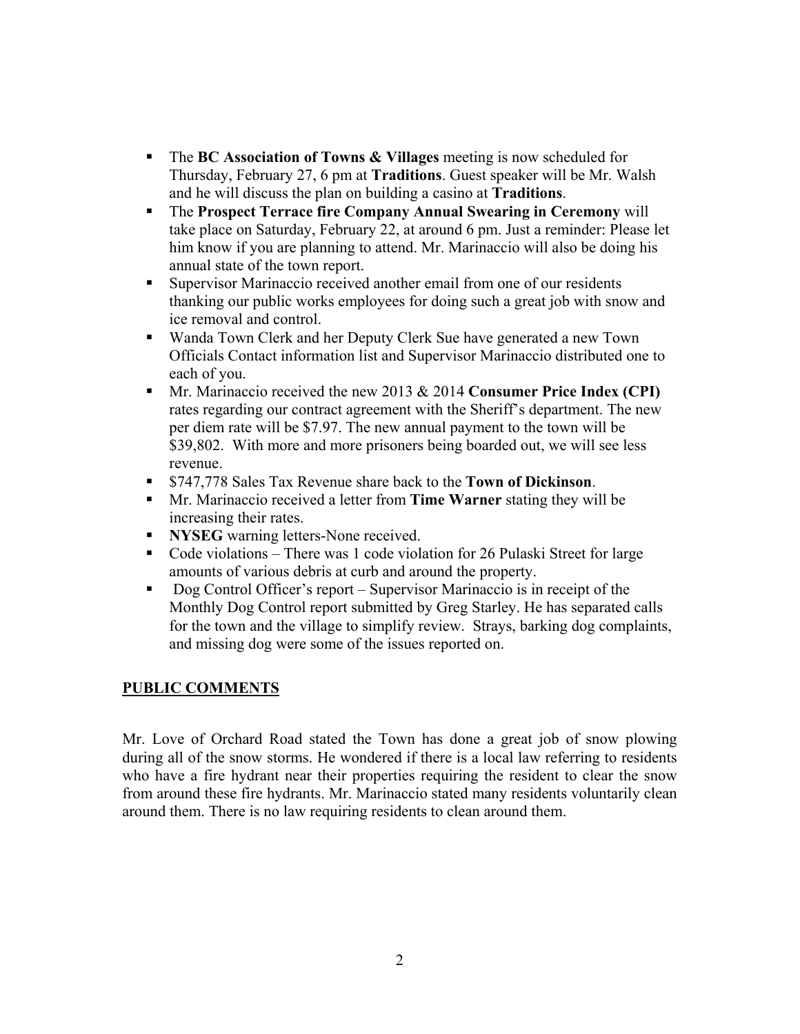- The **BC Association of Towns & Villages** meeting is now scheduled for Thursday, February 27, 6 pm at **Traditions**. Guest speaker will be Mr. Walsh and he will discuss the plan on building a casino at **Traditions**.
- The **Prospect Terrace fire Company Annual Swearing in Ceremony** will take place on Saturday, February 22, at around 6 pm. Just a reminder: Please let him know if you are planning to attend. Mr. Marinaccio will also be doing his annual state of the town report.
- Supervisor Marinaccio received another email from one of our residents thanking our public works employees for doing such a great job with snow and ice removal and control.
- Wanda Town Clerk and her Deputy Clerk Sue have generated a new Town Officials Contact information list and Supervisor Marinaccio distributed one to each of you.
- Mr. Marinaccio received the new 2013 & 2014 **Consumer Price Index (CPI)** rates regarding our contract agreement with the Sheriff's department. The new per diem rate will be $7.97. The new annual payment to the town will be $39,802. With more and more prisoners being boarded out, we will see less revenue.
- $747,778 Sales Tax Revenue share back to the **Town of Dickinson**.
- Mr. Marinaccio received a letter from **Time Warner** stating they will be increasing their rates.
- **NYSEG** warning letters-None received.
- Code violations – There was 1 code violation for 26 Pulaski Street for large amounts of various debris at curb and around the property.
- Dog Control Officer's report – Supervisor Marinaccio is in receipt of the Monthly Dog Control report submitted by Greg Starley. He has separated calls for the town and the village to simplify review. Strays, barking dog complaints, and missing dog were some of the issues reported on.

**PUBLIC COMMENTS**

Mr. Love of Orchard Road stated the Town has done a great job of snow plowing during all of the snow storms. He wondered if there is a local law referring to residents who have a fire hydrant near their properties requiring the resident to clear the snow from around these fire hydrants. Mr. Marinaccio stated many residents voluntarily clean around them. There is no law requiring residents to clean around them.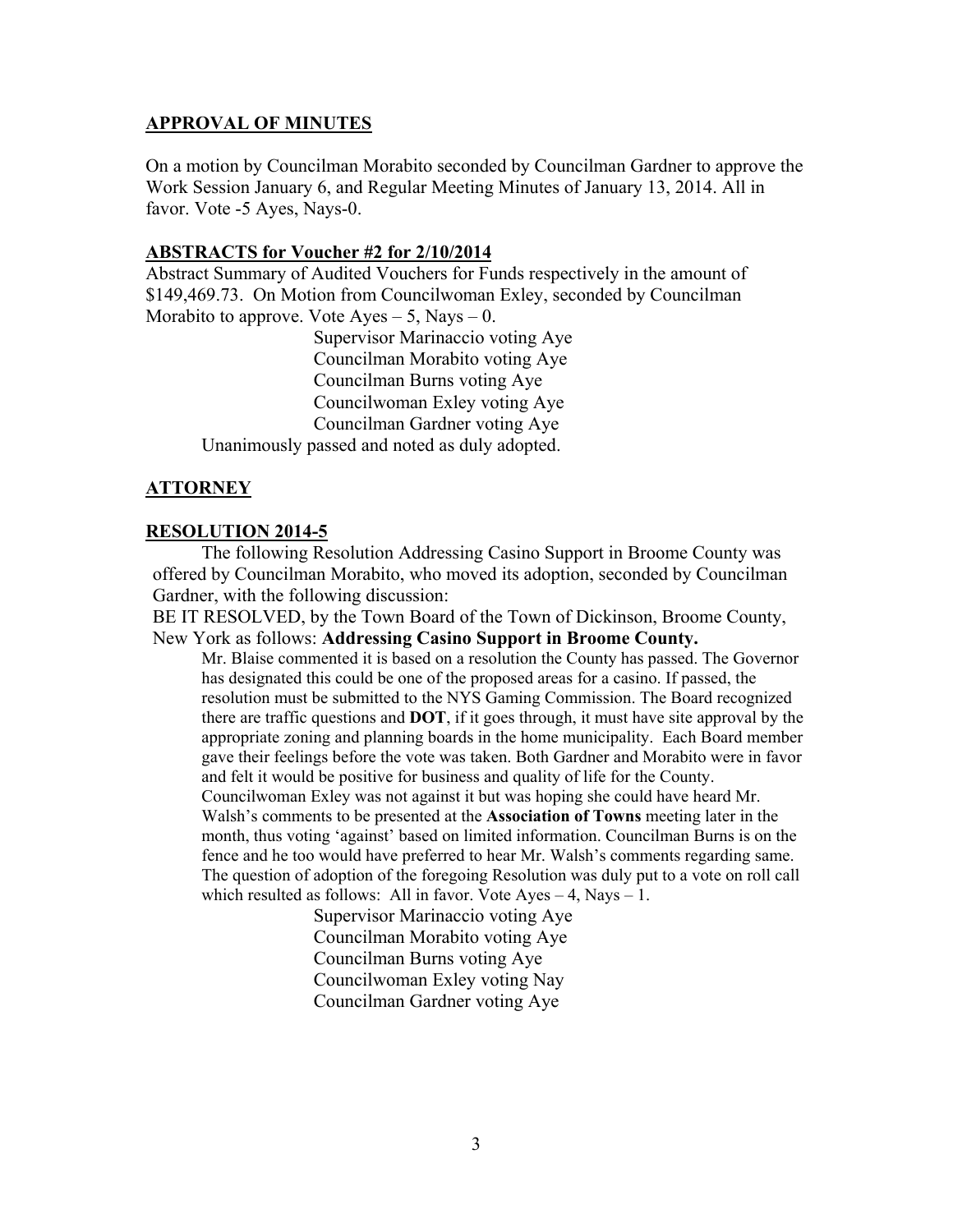## APPROVAL OF MINUTES

On a motion by Councilman Morabito seconded by Councilman Gardner to approve the Work Session January 6, and Regular Meeting Minutes of January 13, 2014. All in favor. Vote -5 Ayes, Nays-0.

## ABSTRACTS for Voucher #2 for 2/10/2014

Abstract Summary of Audited Vouchers for Funds respectively in the amount of $149,469.73. On Motion from Councilwoman Exley, seconded by Councilman Morabito to approve. Vote Ayes – 5, Nays – 0.

Supervisor Marinaccio voting Aye
Councilman Morabito voting Aye
Councilman Burns voting Aye
Councilwoman Exley voting Aye
Councilman Gardner voting Aye

Unanimously passed and noted as duly adopted.

## ATTORNEY

## RESOLUTION 2014-5

The following Resolution Addressing Casino Support in Broome County was offered by Councilman Morabito, who moved its adoption, seconded by Councilman Gardner, with the following discussion:

BE IT RESOLVED, by the Town Board of the Town of Dickinson, Broome County, New York as follows: **Addressing Casino Support in Broome County.**

Mr. Blaise commented it is based on a resolution the County has passed. The Governor has designated this could be one of the proposed areas for a casino. If passed, the resolution must be submitted to the NYS Gaming Commission. The Board recognized there are traffic questions and **DOT**, if it goes through, it must have site approval by the appropriate zoning and planning boards in the home municipality. Each Board member gave their feelings before the vote was taken. Both Gardner and Morabito were in favor and felt it would be positive for business and quality of life for the County. Councilwoman Exley was not against it but was hoping she could have heard Mr. Walsh's comments to be presented at the **Association of Towns** meeting later in the month, thus voting 'against' based on limited information. Councilman Burns is on the fence and he too would have preferred to hear Mr. Walsh's comments regarding same. The question of adoption of the foregoing Resolution was duly put to a vote on roll call which resulted as follows: All in favor. Vote Ayes – 4, Nays – 1.

Supervisor Marinaccio voting Aye
Councilman Morabito voting Aye
Councilman Burns voting Aye
Councilwoman Exley voting Nay
Councilman Gardner voting Aye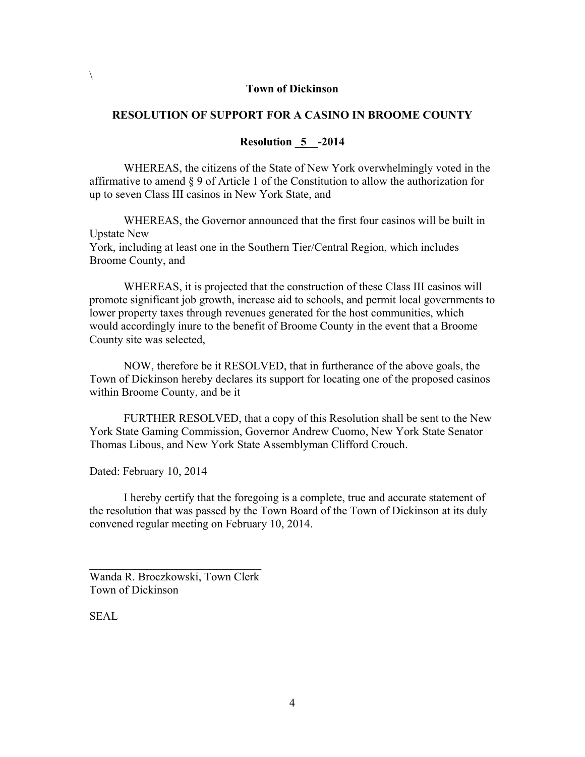\

**Town of Dickinson**

**RESOLUTION OF SUPPORT FOR A CASINO IN BROOME COUNTY**

**Resolution _5__-2014**

WHEREAS, the citizens of the State of New York overwhelmingly voted in the affirmative to amend § 9 of Article 1 of the Constitution to allow the authorization for up to seven Class III casinos in New York State, and

WHEREAS, the Governor announced that the first four casinos will be built in Upstate New York, including at least one in the Southern Tier/Central Region, which includes Broome County, and

WHEREAS, it is projected that the construction of these Class III casinos will promote significant job growth, increase aid to schools, and permit local governments to lower property taxes through revenues generated for the host communities, which would accordingly inure to the benefit of Broome County in the event that a Broome County site was selected,

NOW, therefore be it RESOLVED, that in furtherance of the above goals, the Town of Dickinson hereby declares its support for locating one of the proposed casinos within Broome County, and be it

FURTHER RESOLVED, that a copy of this Resolution shall be sent to the New York State Gaming Commission, Governor Andrew Cuomo, New York State Senator Thomas Libous, and New York State Assemblyman Clifford Crouch.

Dated: February 10, 2014

I hereby certify that the foregoing is a complete, true and accurate statement of the resolution that was passed by the Town Board of the Town of Dickinson at its duly convened regular meeting on February 10, 2014.

______________________________
Wanda R. Broczkowski, Town Clerk
Town of Dickinson

SEAL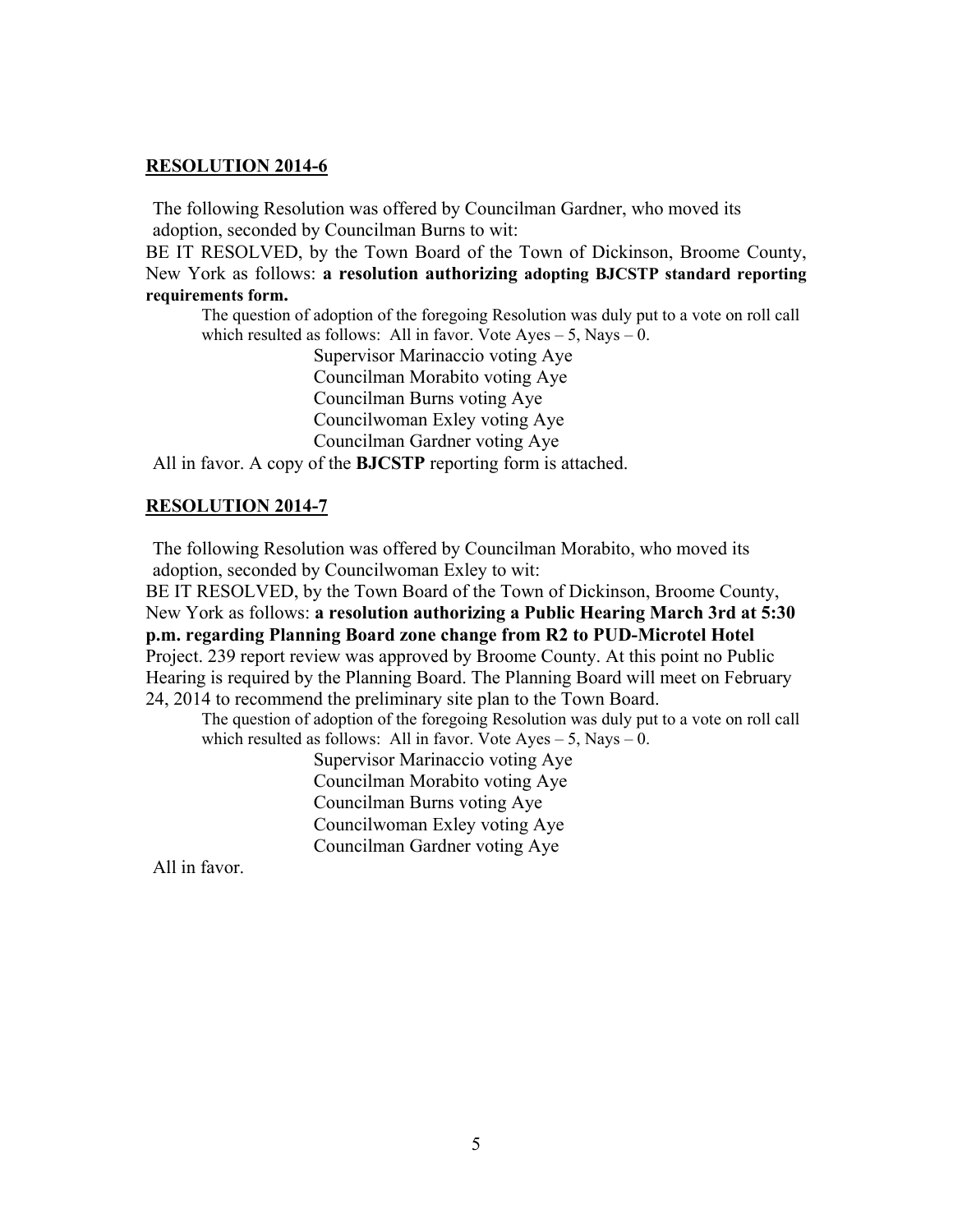**<u>RESOLUTION 2014-6</u>**

The following Resolution was offered by Councilman Gardner, who moved its adoption, seconded by Councilman Burns to wit:

BE IT RESOLVED, by the Town Board of the Town of Dickinson, Broome County, New York as follows: **a resolution authorizing adopting BJCSTP standard reporting requirements form.**

The question of adoption of the foregoing Resolution was duly put to a vote on roll call which resulted as follows: All in favor. Vote Ayes – 5, Nays – 0.

Supervisor Marinaccio voting Aye
Councilman Morabito voting Aye
Councilman Burns voting Aye
Councilwoman Exley voting Aye
Councilman Gardner voting Aye

All in favor. A copy of the **BJCSTP** reporting form is attached.

**<u>RESOLUTION 2014-7</u>**

The following Resolution was offered by Councilman Morabito, who moved its adoption, seconded by Councilwoman Exley to wit:

BE IT RESOLVED, by the Town Board of the Town of Dickinson, Broome County, New York as follows: **a resolution authorizing a Public Hearing March 3rd at 5:30 p.m. regarding Planning Board zone change from R2 to PUD-Microtel Hotel** Project. 239 report review was approved by Broome County. At this point no Public Hearing is required by the Planning Board. The Planning Board will meet on February 24, 2014 to recommend the preliminary site plan to the Town Board.

The question of adoption of the foregoing Resolution was duly put to a vote on roll call which resulted as follows: All in favor. Vote Ayes – 5, Nays – 0.

Supervisor Marinaccio voting Aye
Councilman Morabito voting Aye
Councilman Burns voting Aye
Councilwoman Exley voting Aye
Councilman Gardner voting Aye

All in favor.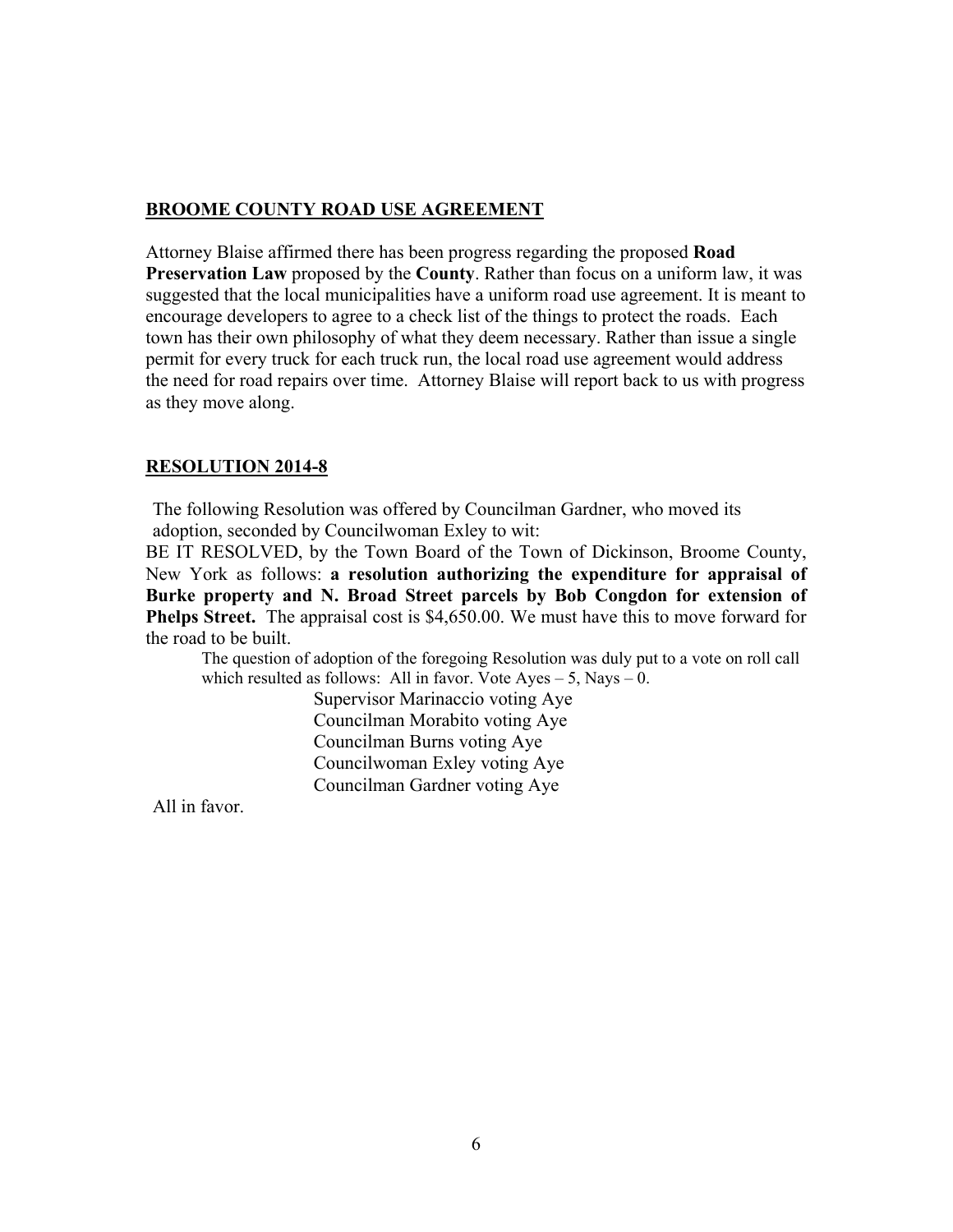## BROOME COUNTY ROAD USE AGREEMENT

Attorney Blaise affirmed there has been progress regarding the proposed **Road Preservation Law** proposed by the **County**. Rather than focus on a uniform law, it was suggested that the local municipalities have a uniform road use agreement. It is meant to encourage developers to agree to a check list of the things to protect the roads. Each town has their own philosophy of what they deem necessary. Rather than issue a single permit for every truck for each truck run, the local road use agreement would address the need for road repairs over time. Attorney Blaise will report back to us with progress as they move along.

## RESOLUTION 2014-8

The following Resolution was offered by Councilman Gardner, who moved its adoption, seconded by Councilwoman Exley to wit:

BE IT RESOLVED, by the Town Board of the Town of Dickinson, Broome County, New York as follows: **a resolution authorizing the expenditure for appraisal of Burke property and N. Broad Street parcels by Bob Congdon for extension of Phelps Street.** The appraisal cost is $4,650.00. We must have this to move forward for the road to be built.

The question of adoption of the foregoing Resolution was duly put to a vote on roll call which resulted as follows: All in favor. Vote Ayes – 5, Nays – 0.

Supervisor Marinaccio voting Aye
Councilman Morabito voting Aye
Councilman Burns voting Aye
Councilwoman Exley voting Aye
Councilman Gardner voting Aye

All in favor.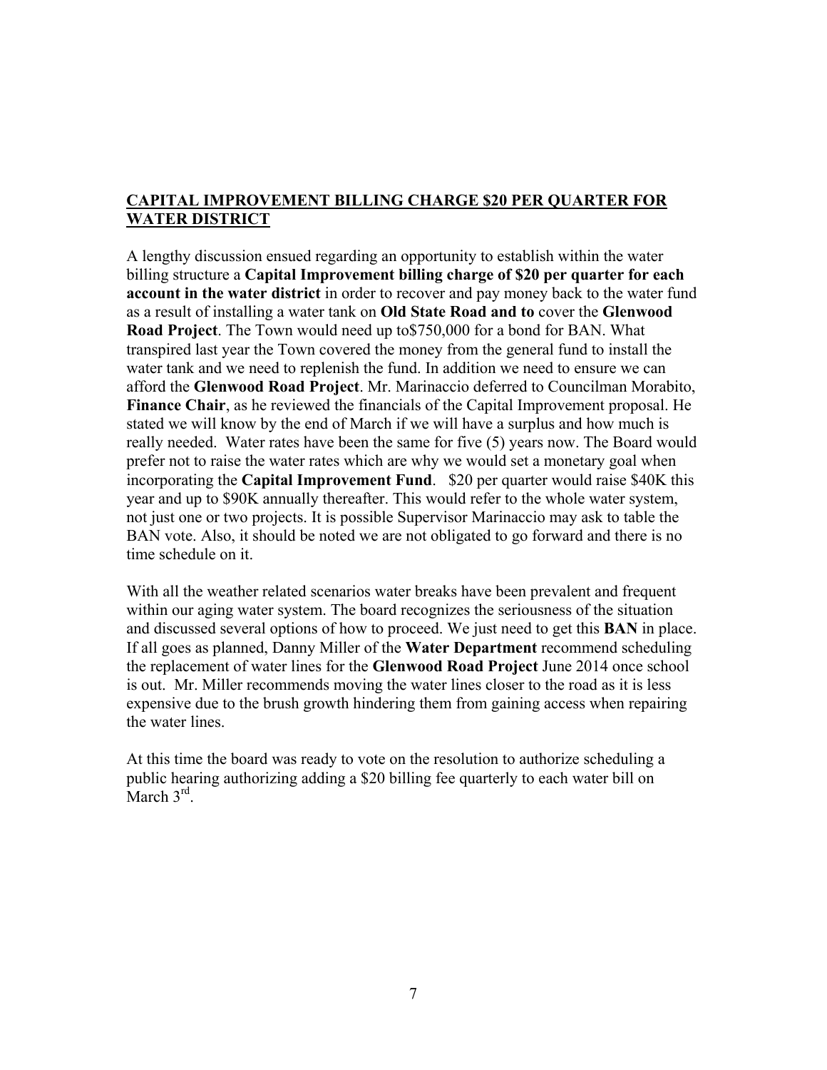**CAPITAL IMPROVEMENT BILLING CHARGE $20 PER QUARTER FOR WATER DISTRICT**

A lengthy discussion ensued regarding an opportunity to establish within the water billing structure a **Capital Improvement billing charge of $20 per quarter for each account in the water district** in order to recover and pay money back to the water fund as a result of installing a water tank on **Old State Road and to** cover the **Glenwood Road Project**. The Town would need up to$750,000 for a bond for BAN. What transpired last year the Town covered the money from the general fund to install the water tank and we need to replenish the fund. In addition we need to ensure we can afford the **Glenwood Road Project**. Mr. Marinaccio deferred to Councilman Morabito, **Finance Chair**, as he reviewed the financials of the Capital Improvement proposal. He stated we will know by the end of March if we will have a surplus and how much is really needed. Water rates have been the same for five (5) years now. The Board would prefer not to raise the water rates which are why we would set a monetary goal when incorporating the **Capital Improvement Fund**. $20 per quarter would raise $40K this year and up to $90K annually thereafter. This would refer to the whole water system, not just one or two projects. It is possible Supervisor Marinaccio may ask to table the BAN vote. Also, it should be noted we are not obligated to go forward and there is no time schedule on it.

With all the weather related scenarios water breaks have been prevalent and frequent within our aging water system. The board recognizes the seriousness of the situation and discussed several options of how to proceed. We just need to get this **BAN** in place. If all goes as planned, Danny Miller of the **Water Department** recommend scheduling the replacement of water lines for the **Glenwood Road Project** June 2014 once school is out. Mr. Miller recommends moving the water lines closer to the road as it is less expensive due to the brush growth hindering them from gaining access when repairing the water lines.

At this time the board was ready to vote on the resolution to authorize scheduling a public hearing authorizing adding a $20 billing fee quarterly to each water bill on March 3rd.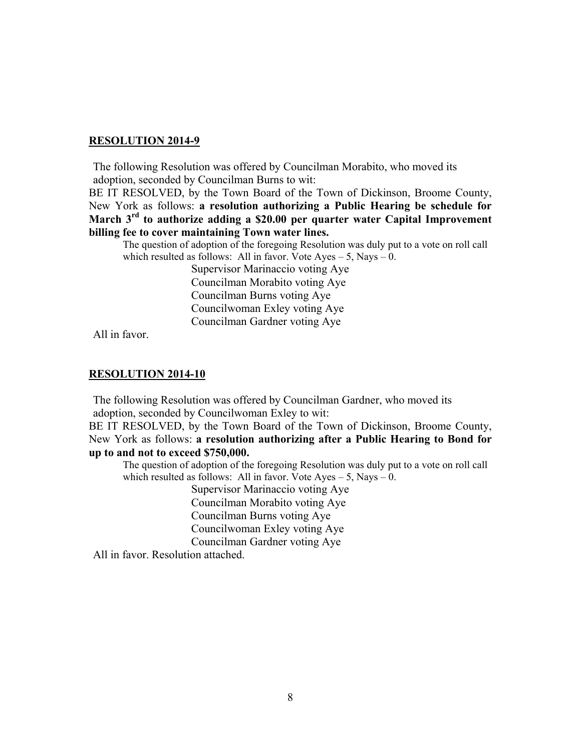**RESOLUTION 2014-9**

The following Resolution was offered by Councilman Morabito, who moved its adoption, seconded by Councilman Burns to wit:

BE IT RESOLVED, by the Town Board of the Town of Dickinson, Broome County, New York as follows: **a resolution authorizing a Public Hearing be schedule for March 3rd to authorize adding a $20.00 per quarter water Capital Improvement billing fee to cover maintaining Town water lines.**

The question of adoption of the foregoing Resolution was duly put to a vote on roll call which resulted as follows: All in favor. Vote Ayes – 5, Nays – 0.

Supervisor Marinaccio voting Aye
Councilman Morabito voting Aye
Councilman Burns voting Aye
Councilwoman Exley voting Aye
Councilman Gardner voting Aye

All in favor.

**RESOLUTION 2014-10**

The following Resolution was offered by Councilman Gardner, who moved its adoption, seconded by Councilwoman Exley to wit:

BE IT RESOLVED, by the Town Board of the Town of Dickinson, Broome County, New York as follows: **a resolution authorizing after a Public Hearing to Bond for up to and not to exceed $750,000.**

The question of adoption of the foregoing Resolution was duly put to a vote on roll call which resulted as follows: All in favor. Vote Ayes – 5, Nays – 0.

Supervisor Marinaccio voting Aye
Councilman Morabito voting Aye
Councilman Burns voting Aye
Councilwoman Exley voting Aye
Councilman Gardner voting Aye

All in favor. Resolution attached.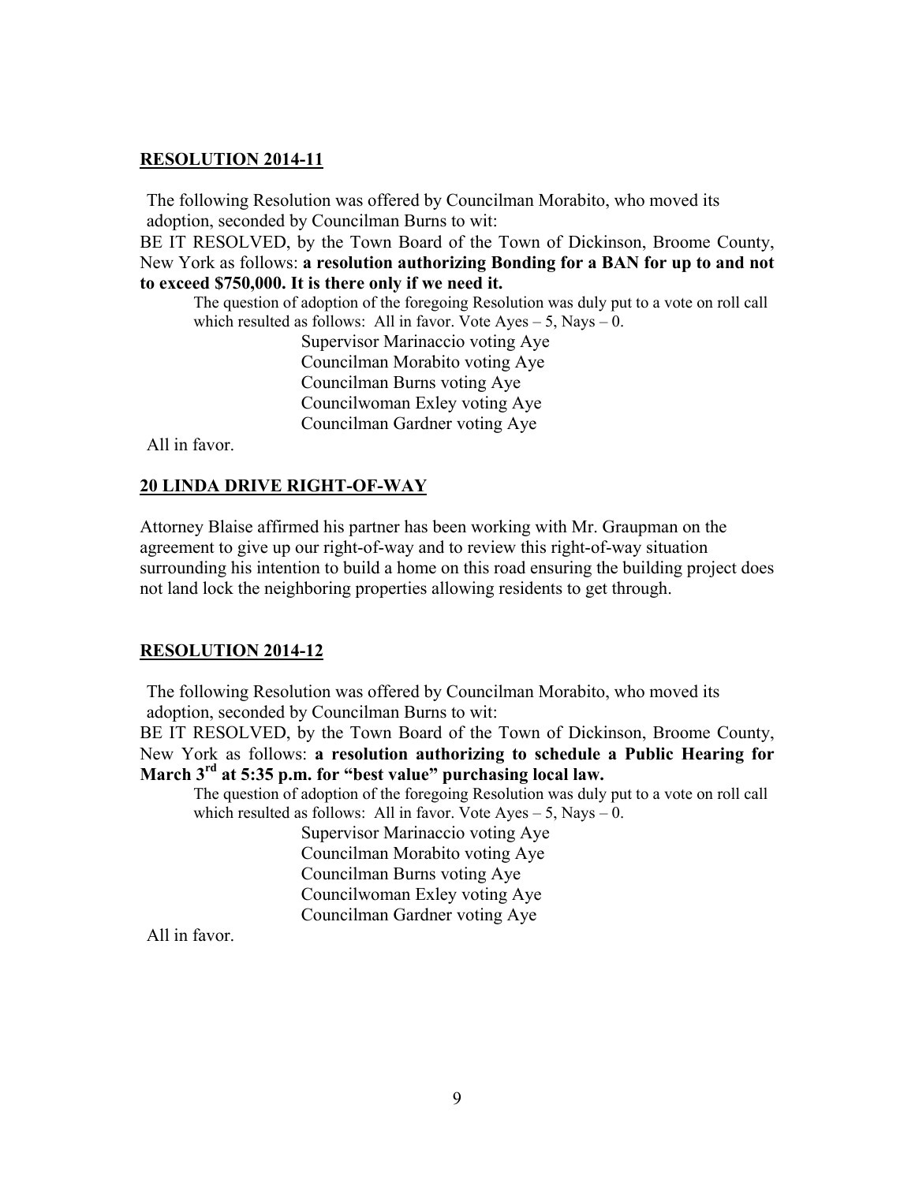**RESOLUTION 2014-11**

The following Resolution was offered by Councilman Morabito, who moved its adoption, seconded by Councilman Burns to wit:

BE IT RESOLVED, by the Town Board of the Town of Dickinson, Broome County, New York as follows: **a resolution authorizing Bonding for a BAN for up to and not to exceed $750,000. It is there only if we need it.**

The question of adoption of the foregoing Resolution was duly put to a vote on roll call which resulted as follows: All in favor. Vote Ayes – 5, Nays – 0.

Supervisor Marinaccio voting Aye
Councilman Morabito voting Aye
Councilman Burns voting Aye
Councilwoman Exley voting Aye
Councilman Gardner voting Aye

All in favor.

**20 LINDA DRIVE RIGHT-OF-WAY**

Attorney Blaise affirmed his partner has been working with Mr. Graupman on the agreement to give up our right-of-way and to review this right-of-way situation surrounding his intention to build a home on this road ensuring the building project does not land lock the neighboring properties allowing residents to get through.

**RESOLUTION 2014-12**

The following Resolution was offered by Councilman Morabito, who moved its adoption, seconded by Councilman Burns to wit:

BE IT RESOLVED, by the Town Board of the Town of Dickinson, Broome County, New York as follows: **a resolution authorizing to schedule a Public Hearing for March 3rd at 5:35 p.m. for "best value" purchasing local law.**

The question of adoption of the foregoing Resolution was duly put to a vote on roll call which resulted as follows: All in favor. Vote Ayes – 5, Nays – 0.

Supervisor Marinaccio voting Aye
Councilman Morabito voting Aye
Councilman Burns voting Aye
Councilwoman Exley voting Aye
Councilman Gardner voting Aye

All in favor.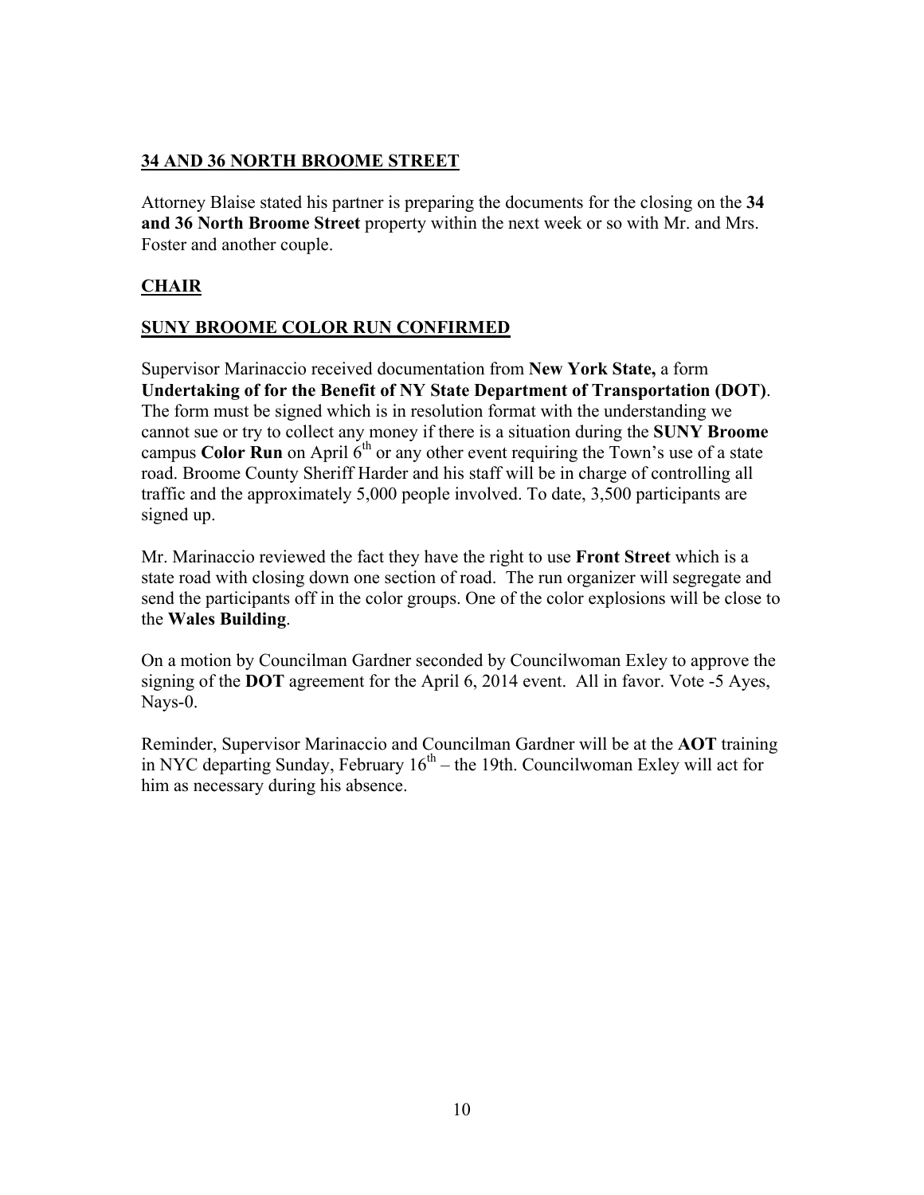## **34 AND 36 NORTH BROOME STREET**

Attorney Blaise stated his partner is preparing the documents for the closing on the **34 and 36 North Broome Street** property within the next week or so with Mr. and Mrs. Foster and another couple.

## **CHAIR**

### **SUNY BROOME COLOR RUN CONFIRMED**

Supervisor Marinaccio received documentation from **New York State,** a form **Undertaking of for the Benefit of NY State Department of Transportation (DOT)**. The form must be signed which is in resolution format with the understanding we cannot sue or try to collect any money if there is a situation during the **SUNY Broome** campus **Color Run** on April 6th or any other event requiring the Town's use of a state road. Broome County Sheriff Harder and his staff will be in charge of controlling all traffic and the approximately 5,000 people involved. To date, 3,500 participants are signed up.

Mr. Marinaccio reviewed the fact they have the right to use **Front Street** which is a state road with closing down one section of road. The run organizer will segregate and send the participants off in the color groups. One of the color explosions will be close to the **Wales Building**.

On a motion by Councilman Gardner seconded by Councilwoman Exley to approve the signing of the **DOT** agreement for the April 6, 2014 event. All in favor. Vote -5 Ayes, Nays-0.

Reminder, Supervisor Marinaccio and Councilman Gardner will be at the **AOT** training in NYC departing Sunday, February 16th – the 19th. Councilwoman Exley will act for him as necessary during his absence.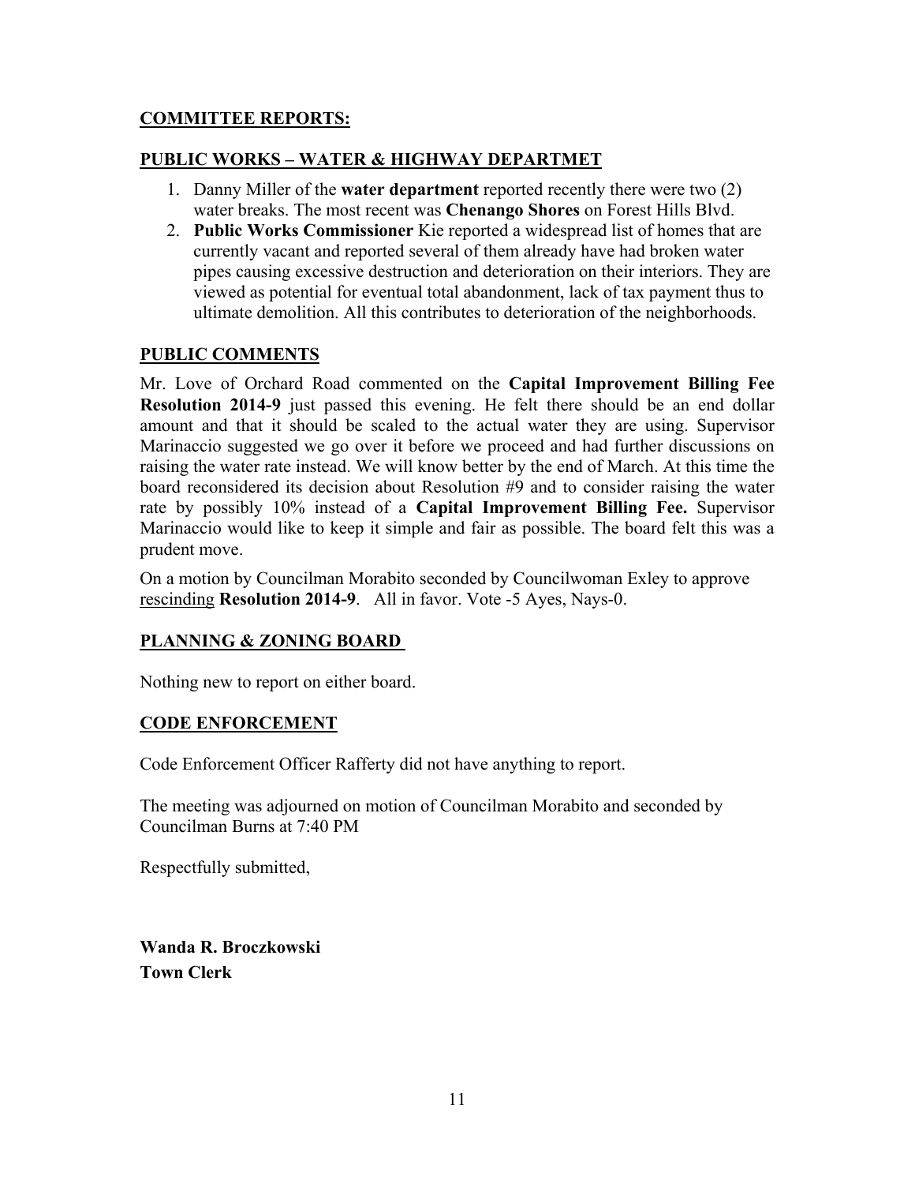**COMMITTEE REPORTS:**

**PUBLIC WORKS – WATER & HIGHWAY DEPARTMET**

1. Danny Miller of the **water department** reported recently there were two (2) water breaks. The most recent was **Chenango Shores** on Forest Hills Blvd.
2. **Public Works Commissioner** Kie reported a widespread list of homes that are currently vacant and reported several of them already have had broken water pipes causing excessive destruction and deterioration on their interiors. They are viewed as potential for eventual total abandonment, lack of tax payment thus to ultimate demolition. All this contributes to deterioration of the neighborhoods.

**PUBLIC COMMENTS**

Mr. Love of Orchard Road commented on the **Capital Improvement Billing Fee Resolution 2014-9** just passed this evening. He felt there should be an end dollar amount and that it should be scaled to the actual water they are using. Supervisor Marinaccio suggested we go over it before we proceed and had further discussions on raising the water rate instead. We will know better by the end of March. At this time the board reconsidered its decision about Resolution #9 and to consider raising the water rate by possibly 10% instead of a **Capital Improvement Billing Fee.** Supervisor Marinaccio would like to keep it simple and fair as possible. The board felt this was a prudent move.

On a motion by Councilman Morabito seconded by Councilwoman Exley to approve <u>rescinding</u> **Resolution 2014-9**. All in favor. Vote -5 Ayes, Nays-0.

**PLANNING & ZONING BOARD**

Nothing new to report on either board.

**CODE ENFORCEMENT**

Code Enforcement Officer Rafferty did not have anything to report.

The meeting was adjourned on motion of Councilman Morabito and seconded by Councilman Burns at 7:40 PM

Respectfully submitted,

**Wanda R. Broczkowski**
**Town Clerk**